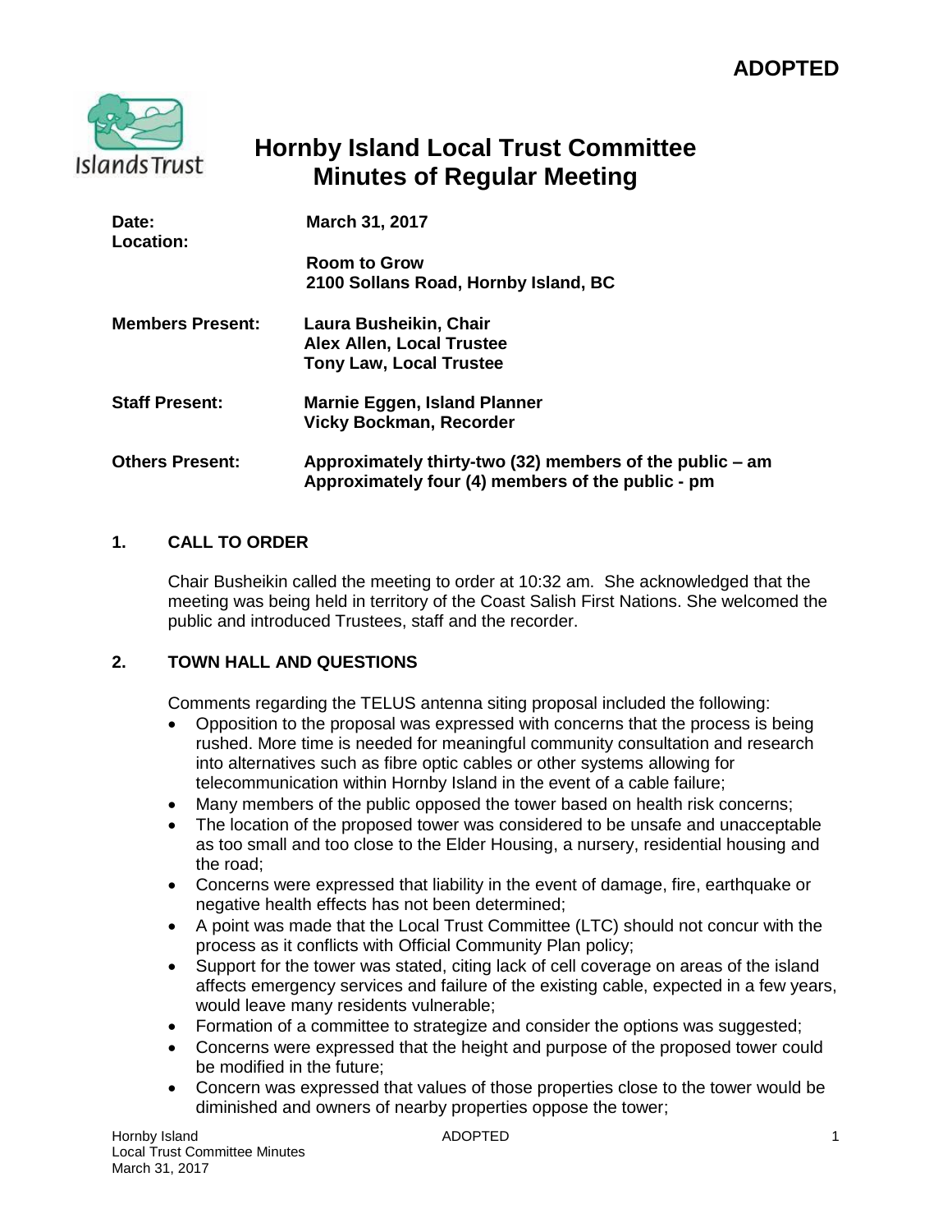**ADOPTED**

# Hornby Island Local Trust Committee
# Minutes of Regular Meeting

| | |
|---|---|
| **Date:** | **March 31, 2017** |
| **Location:** | **Room to Grow**<br>**2100 Sollans Road, Hornby Island, BC** |
| **Members Present:** | **Laura Busheikin, Chair**<br>**Alex Allen, Local Trustee**<br>**Tony Law, Local Trustee** |
| **Staff Present:** | **Marnie Eggen, Island Planner**<br>**Vicky Bockman, Recorder** |
| **Others Present:** | **Approximately thirty-two (32) members of the public – am**<br>**Approximately four (4) members of the public - pm** |

## 1. CALL TO ORDER

Chair Busheikin called the meeting to order at 10:32 am. She acknowledged that the meeting was being held in territory of the Coast Salish First Nations. She welcomed the public and introduced Trustees, staff and the recorder.

## 2. TOWN HALL AND QUESTIONS

Comments regarding the TELUS antenna siting proposal included the following:

- Opposition to the proposal was expressed with concerns that the process is being rushed. More time is needed for meaningful community consultation and research into alternatives such as fibre optic cables or other systems allowing for telecommunication within Hornby Island in the event of a cable failure;
- Many members of the public opposed the tower based on health risk concerns;
- The location of the proposed tower was considered to be unsafe and unacceptable as too small and too close to the Elder Housing, a nursery, residential housing and the road;
- Concerns were expressed that liability in the event of damage, fire, earthquake or negative health effects has not been determined;
- A point was made that the Local Trust Committee (LTC) should not concur with the process as it conflicts with Official Community Plan policy;
- Support for the tower was stated, citing lack of cell coverage on areas of the island affects emergency services and failure of the existing cable, expected in a few years, would leave many residents vulnerable;
- Formation of a committee to strategize and consider the options was suggested;
- Concerns were expressed that the height and purpose of the proposed tower could be modified in the future;
- Concern was expressed that values of those properties close to the tower would be diminished and owners of nearby properties oppose the tower;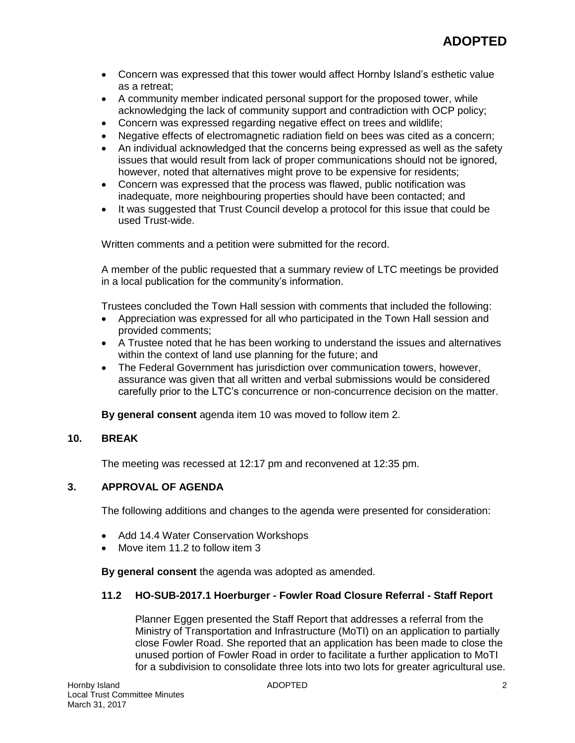- Concern was expressed that this tower would affect Hornby Island's esthetic value as a retreat;
- A community member indicated personal support for the proposed tower, while acknowledging the lack of community support and contradiction with OCP policy;
- Concern was expressed regarding negative effect on trees and wildlife;
- Negative effects of electromagnetic radiation field on bees was cited as a concern;
- An individual acknowledged that the concerns being expressed as well as the safety issues that would result from lack of proper communications should not be ignored, however, noted that alternatives might prove to be expensive for residents;
- Concern was expressed that the process was flawed, public notification was inadequate, more neighbouring properties should have been contacted; and
- It was suggested that Trust Council develop a protocol for this issue that could be used Trust-wide.

Written comments and a petition were submitted for the record.

A member of the public requested that a summary review of LTC meetings be provided in a local publication for the community's information.

Trustees concluded the Town Hall session with comments that included the following:

- Appreciation was expressed for all who participated in the Town Hall session and provided comments;
- A Trustee noted that he has been working to understand the issues and alternatives within the context of land use planning for the future; and
- The Federal Government has jurisdiction over communication towers, however, assurance was given that all written and verbal submissions would be considered carefully prior to the LTC's concurrence or non-concurrence decision on the matter.

**By general consent** agenda item 10 was moved to follow item 2.

## 10. BREAK

The meeting was recessed at 12:17 pm and reconvened at 12:35 pm.

## 3. APPROVAL OF AGENDA

The following additions and changes to the agenda were presented for consideration:

- Add 14.4 Water Conservation Workshops
- Move item 11.2 to follow item 3

**By general consent** the agenda was adopted as amended.

### 11.2 HO-SUB-2017.1 Hoerburger - Fowler Road Closure Referral - Staff Report

Planner Eggen presented the Staff Report that addresses a referral from the Ministry of Transportation and Infrastructure (MoTI) on an application to partially close Fowler Road. She reported that an application has been made to close the unused portion of Fowler Road in order to facilitate a further application to MoTI for a subdivision to consolidate three lots into two lots for greater agricultural use.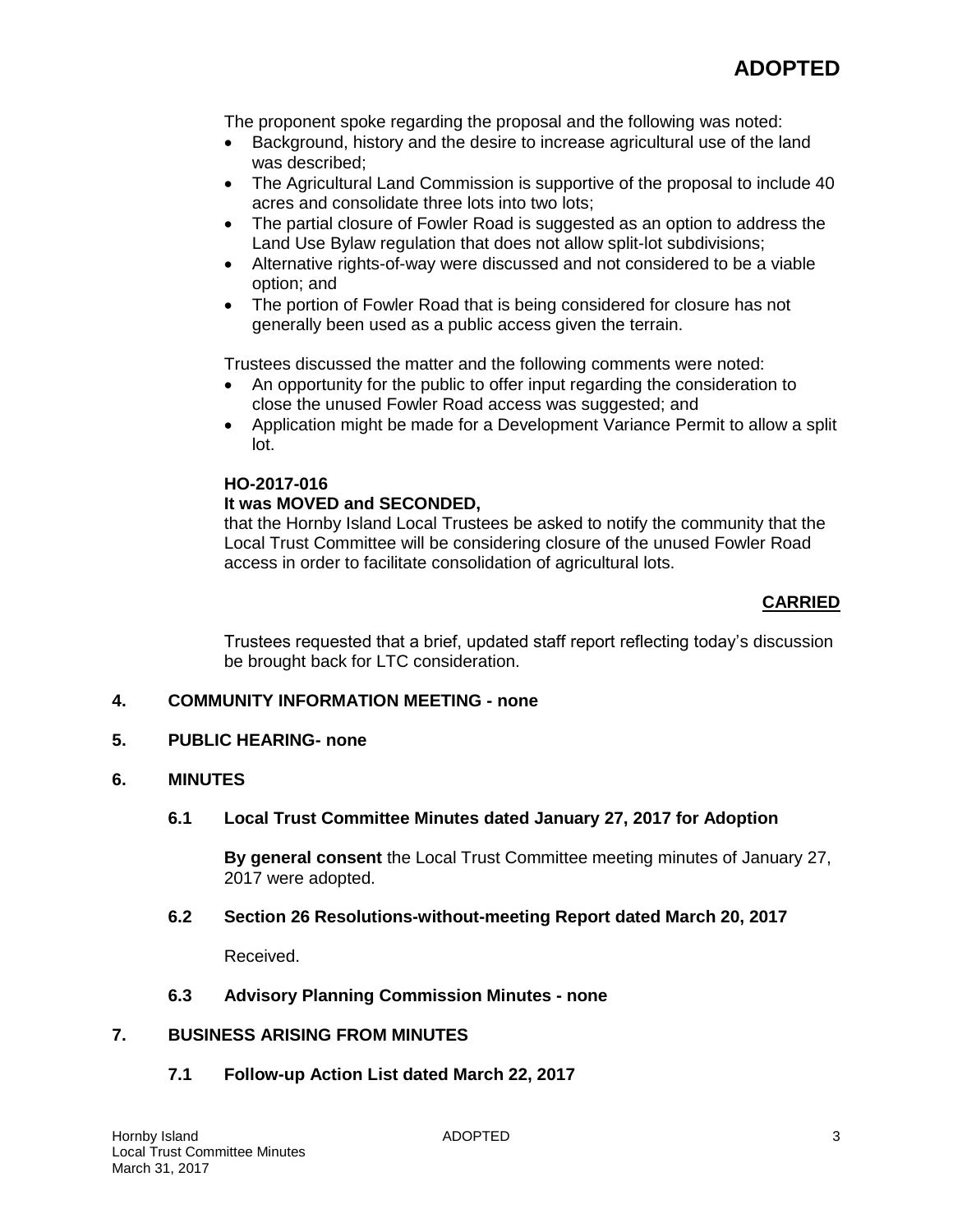**ADOPTED**

The proponent spoke regarding the proposal and the following was noted:

- Background, history and the desire to increase agricultural use of the land was described;
- The Agricultural Land Commission is supportive of the proposal to include 40 acres and consolidate three lots into two lots;
- The partial closure of Fowler Road is suggested as an option to address the Land Use Bylaw regulation that does not allow split-lot subdivisions;
- Alternative rights-of-way were discussed and not considered to be a viable option; and
- The portion of Fowler Road that is being considered for closure has not generally been used as a public access given the terrain.

Trustees discussed the matter and the following comments were noted:

- An opportunity for the public to offer input regarding the consideration to close the unused Fowler Road access was suggested; and
- Application might be made for a Development Variance Permit to allow a split lot.

**HO-2017-016**
**It was MOVED and SECONDED,**
that the Hornby Island Local Trustees be asked to notify the community that the Local Trust Committee will be considering closure of the unused Fowler Road access in order to facilitate consolidation of agricultural lots.

**CARRIED**

Trustees requested that a brief, updated staff report reflecting today's discussion be brought back for LTC consideration.

## 4. COMMUNITY INFORMATION MEETING - none

## 5. PUBLIC HEARING- none

## 6. MINUTES

### 6.1 Local Trust Committee Minutes dated January 27, 2017 for Adoption

**By general consent** the Local Trust Committee meeting minutes of January 27, 2017 were adopted.

### 6.2 Section 26 Resolutions-without-meeting Report dated March 20, 2017

Received.

### 6.3 Advisory Planning Commission Minutes - none

## 7. BUSINESS ARISING FROM MINUTES

### 7.1 Follow-up Action List dated March 22, 2017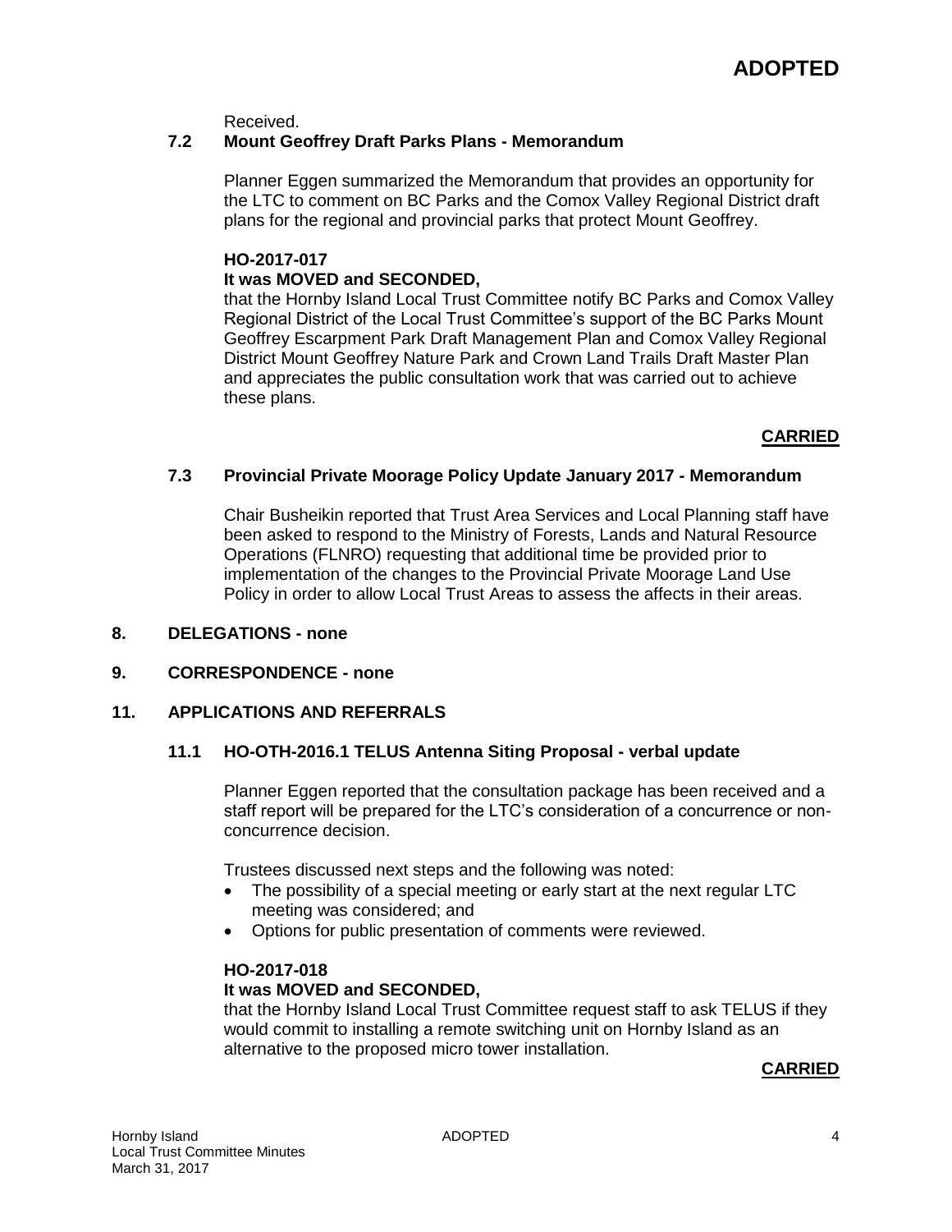**ADOPTED**

Received.

### 7.2 Mount Geoffrey Draft Parks Plans - Memorandum

Planner Eggen summarized the Memorandum that provides an opportunity for the LTC to comment on BC Parks and the Comox Valley Regional District draft plans for the regional and provincial parks that protect Mount Geoffrey.

**HO-2017-017**
**It was MOVED and SECONDED,**
that the Hornby Island Local Trust Committee notify BC Parks and Comox Valley Regional District of the Local Trust Committee's support of the BC Parks Mount Geoffrey Escarpment Park Draft Management Plan and Comox Valley Regional District Mount Geoffrey Nature Park and Crown Land Trails Draft Master Plan and appreciates the public consultation work that was carried out to achieve these plans.

**CARRIED**

### 7.3 Provincial Private Moorage Policy Update January 2017 - Memorandum

Chair Busheikin reported that Trust Area Services and Local Planning staff have been asked to respond to the Ministry of Forests, Lands and Natural Resource Operations (FLNRO) requesting that additional time be provided prior to implementation of the changes to the Provincial Private Moorage Land Use Policy in order to allow Local Trust Areas to assess the affects in their areas.

## 8. DELEGATIONS - none

## 9. CORRESPONDENCE - none

## 11. APPLICATIONS AND REFERRALS

### 11.1 HO-OTH-2016.1 TELUS Antenna Siting Proposal - verbal update

Planner Eggen reported that the consultation package has been received and a staff report will be prepared for the LTC's consideration of a concurrence or non-concurrence decision.

Trustees discussed next steps and the following was noted:

- The possibility of a special meeting or early start at the next regular LTC meeting was considered; and
- Options for public presentation of comments were reviewed.

**HO-2017-018**
**It was MOVED and SECONDED,**
that the Hornby Island Local Trust Committee request staff to ask TELUS if they would commit to installing a remote switching unit on Hornby Island as an alternative to the proposed micro tower installation.

**CARRIED**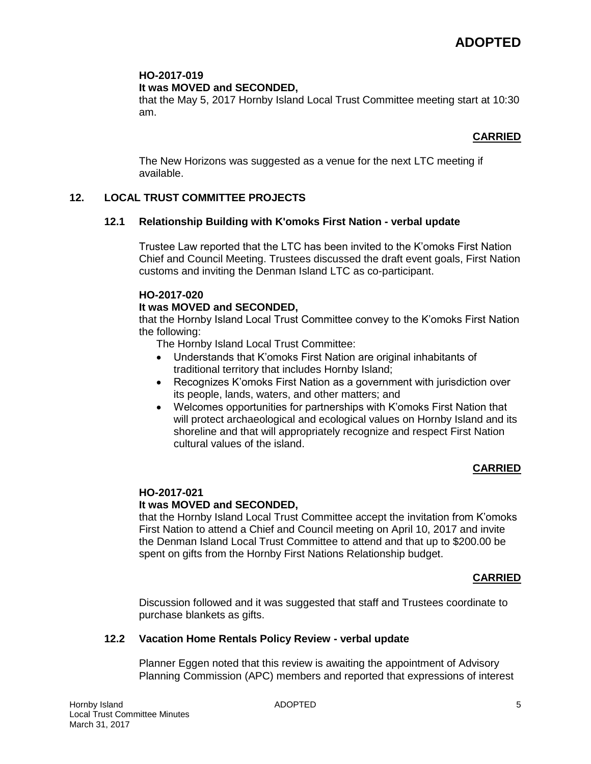**ADOPTED**

**HO-2017-019**
**It was MOVED and SECONDED,**
that the May 5, 2017 Hornby Island Local Trust Committee meeting start at 10:30 am.

**CARRIED**

The New Horizons was suggested as a venue for the next LTC meeting if available.

## 12. LOCAL TRUST COMMITTEE PROJECTS

### 12.1 Relationship Building with K'omoks First Nation - verbal update

Trustee Law reported that the LTC has been invited to the K'omoks First Nation Chief and Council Meeting. Trustees discussed the draft event goals, First Nation customs and inviting the Denman Island LTC as co-participant.

**HO-2017-020**
**It was MOVED and SECONDED,**
that the Hornby Island Local Trust Committee convey to the K'omoks First Nation the following:

The Hornby Island Local Trust Committee:

- Understands that K'omoks First Nation are original inhabitants of traditional territory that includes Hornby Island;
- Recognizes K'omoks First Nation as a government with jurisdiction over its people, lands, waters, and other matters; and
- Welcomes opportunities for partnerships with K'omoks First Nation that will protect archaeological and ecological values on Hornby Island and its shoreline and that will appropriately recognize and respect First Nation cultural values of the island.

**CARRIED**

**HO-2017-021**
**It was MOVED and SECONDED,**
that the Hornby Island Local Trust Committee accept the invitation from K'omoks First Nation to attend a Chief and Council meeting on April 10, 2017 and invite the Denman Island Local Trust Committee to attend and that up to $200.00 be spent on gifts from the Hornby First Nations Relationship budget.

**CARRIED**

Discussion followed and it was suggested that staff and Trustees coordinate to purchase blankets as gifts.

### 12.2 Vacation Home Rentals Policy Review - verbal update

Planner Eggen noted that this review is awaiting the appointment of Advisory Planning Commission (APC) members and reported that expressions of interest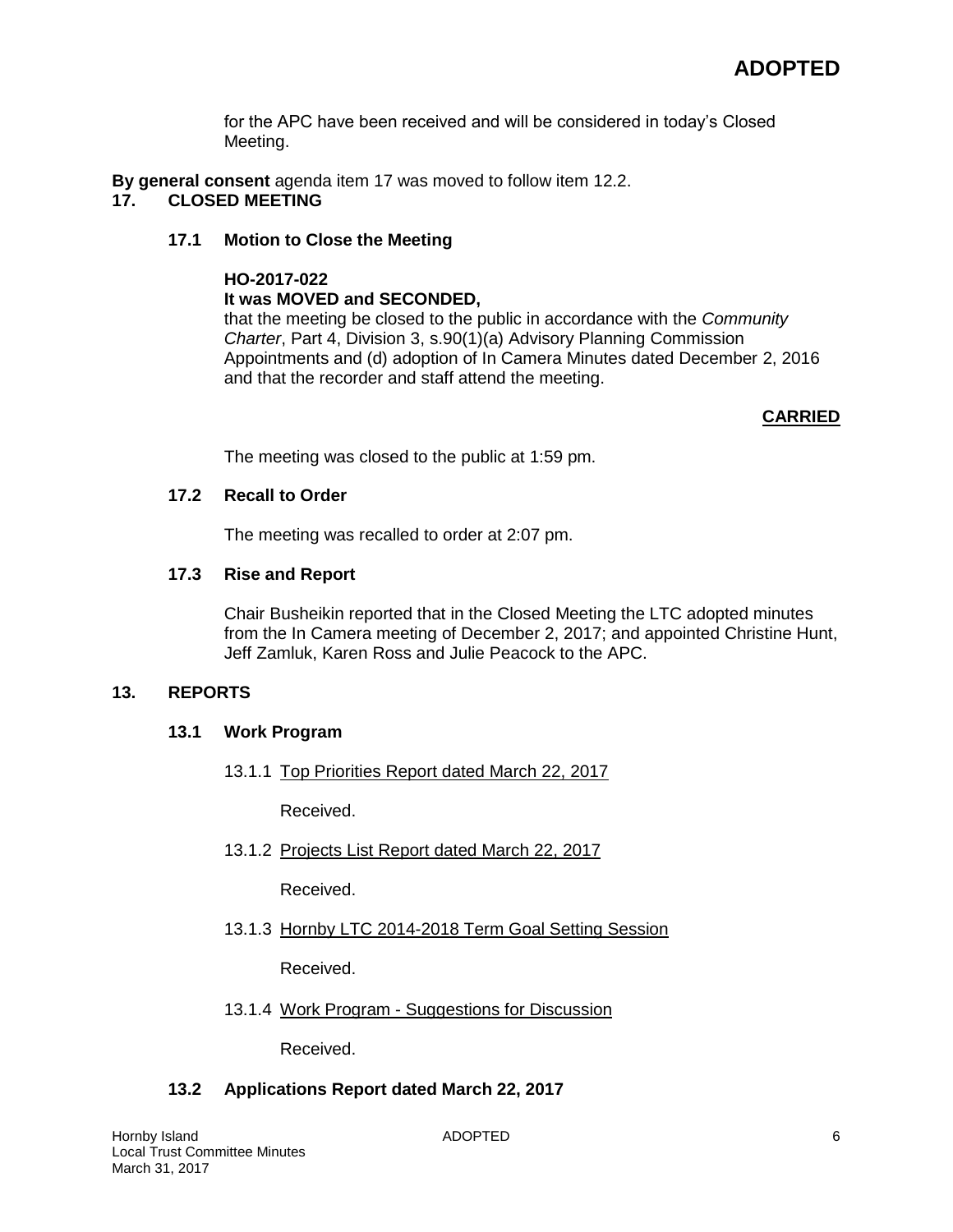for the APC have been received and will be considered in today's Closed Meeting.

**By general consent** agenda item 17 was moved to follow item 12.2.

## 17. CLOSED MEETING

### 17.1 Motion to Close the Meeting

**HO-2017-022**
**It was MOVED and SECONDED,**
that the meeting be closed to the public in accordance with the *Community Charter*, Part 4, Division 3, s.90(1)(a) Advisory Planning Commission Appointments and (d) adoption of In Camera Minutes dated December 2, 2016 and that the recorder and staff attend the meeting.

**CARRIED**

The meeting was closed to the public at 1:59 pm.

### 17.2 Recall to Order

The meeting was recalled to order at 2:07 pm.

### 17.3 Rise and Report

Chair Busheikin reported that in the Closed Meeting the LTC adopted minutes from the In Camera meeting of December 2, 2017; and appointed Christine Hunt, Jeff Zamluk, Karen Ross and Julie Peacock to the APC.

## 13. REPORTS

### 13.1 Work Program

13.1.1 Top Priorities Report dated March 22, 2017

Received.

13.1.2 Projects List Report dated March 22, 2017

Received.

13.1.3 Hornby LTC 2014-2018 Term Goal Setting Session

Received.

13.1.4 Work Program - Suggestions for Discussion

Received.

### 13.2 Applications Report dated March 22, 2017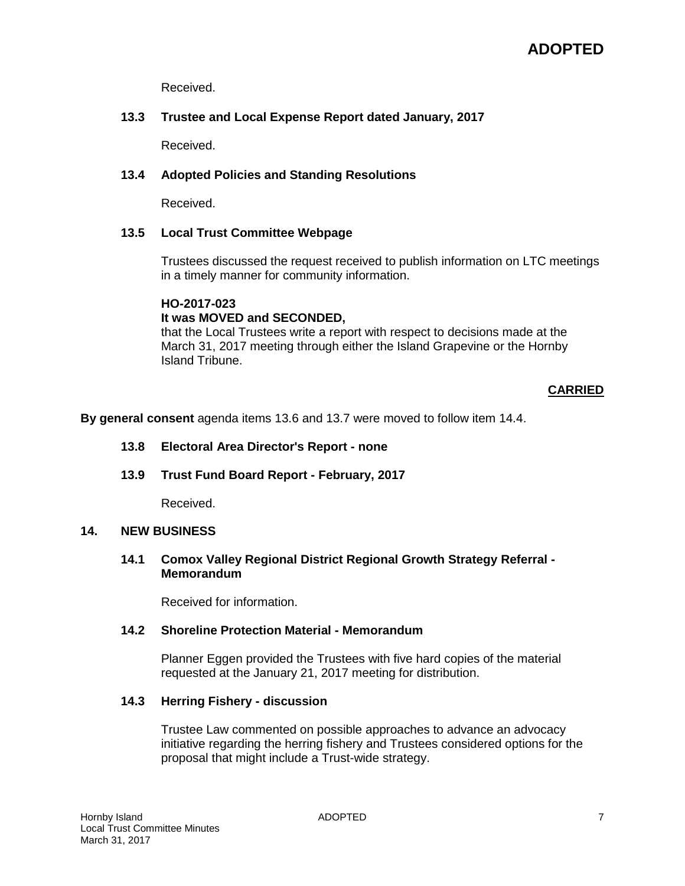Received.

### 13.3 Trustee and Local Expense Report dated January, 2017

Received.

### 13.4 Adopted Policies and Standing Resolutions

Received.

### 13.5 Local Trust Committee Webpage

Trustees discussed the request received to publish information on LTC meetings in a timely manner for community information.

**HO-2017-023**
**It was MOVED and SECONDED,**
that the Local Trustees write a report with respect to decisions made at the March 31, 2017 meeting through either the Island Grapevine or the Hornby Island Tribune.

**CARRIED**

**By general consent** agenda items 13.6 and 13.7 were moved to follow item 14.4.

### 13.8 Electoral Area Director's Report - none

### 13.9 Trust Fund Board Report - February, 2017

Received.

## 14. NEW BUSINESS

### 14.1 Comox Valley Regional District Regional Growth Strategy Referral - Memorandum

Received for information.

### 14.2 Shoreline Protection Material - Memorandum

Planner Eggen provided the Trustees with five hard copies of the material requested at the January 21, 2017 meeting for distribution.

### 14.3 Herring Fishery - discussion

Trustee Law commented on possible approaches to advance an advocacy initiative regarding the herring fishery and Trustees considered options for the proposal that might include a Trust-wide strategy.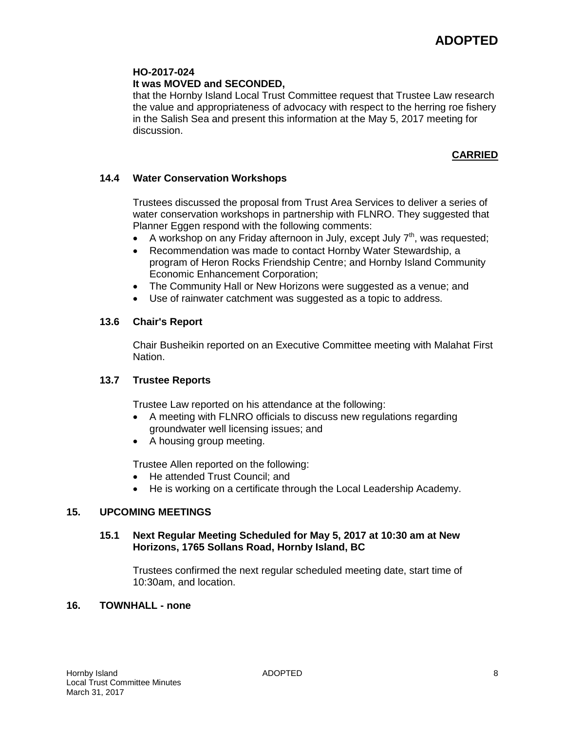# ADOPTED

**HO-2017-024**
**It was MOVED and SECONDED,**
that the Hornby Island Local Trust Committee request that Trustee Law research the value and appropriateness of advocacy with respect to the herring roe fishery in the Salish Sea and present this information at the May 5, 2017 meeting for discussion.

**CARRIED**

### 14.4 Water Conservation Workshops

Trustees discussed the proposal from Trust Area Services to deliver a series of water conservation workshops in partnership with FLNRO. They suggested that Planner Eggen respond with the following comments:

- A workshop on any Friday afternoon in July, except July 7th, was requested;
- Recommendation was made to contact Hornby Water Stewardship, a program of Heron Rocks Friendship Centre; and Hornby Island Community Economic Enhancement Corporation;
- The Community Hall or New Horizons were suggested as a venue; and
- Use of rainwater catchment was suggested as a topic to address.

### 13.6 Chair's Report

Chair Busheikin reported on an Executive Committee meeting with Malahat First Nation.

### 13.7 Trustee Reports

Trustee Law reported on his attendance at the following:

- A meeting with FLNRO officials to discuss new regulations regarding groundwater well licensing issues; and
- A housing group meeting.

Trustee Allen reported on the following:

- He attended Trust Council; and
- He is working on a certificate through the Local Leadership Academy.

## 15. UPCOMING MEETINGS

### 15.1 Next Regular Meeting Scheduled for May 5, 2017 at 10:30 am at New Horizons, 1765 Sollans Road, Hornby Island, BC

Trustees confirmed the next regular scheduled meeting date, start time of 10:30am, and location.

## 16. TOWNHALL - none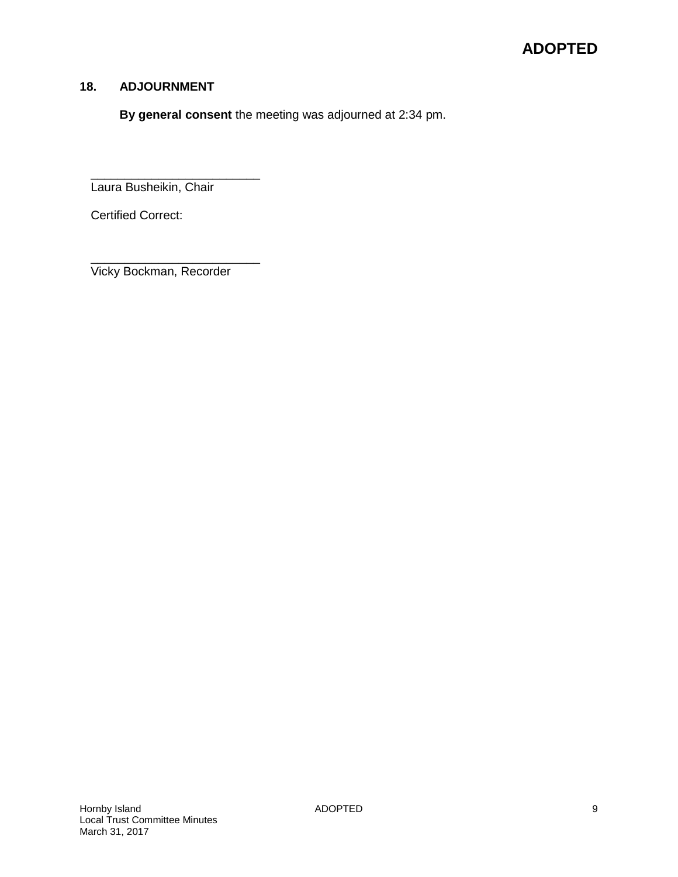**ADOPTED**

## 18. ADJOURNMENT

**By general consent** the meeting was adjourned at 2:34 pm.

\_\_\_\_\_\_\_\_\_\_\_\_\_\_\_\_\_\_\_\_\_\_\_\_\_\_
Laura Busheikin, Chair

Certified Correct:

\_\_\_\_\_\_\_\_\_\_\_\_\_\_\_\_\_\_\_\_\_\_\_\_\_\_
Vicky Bockman, Recorder